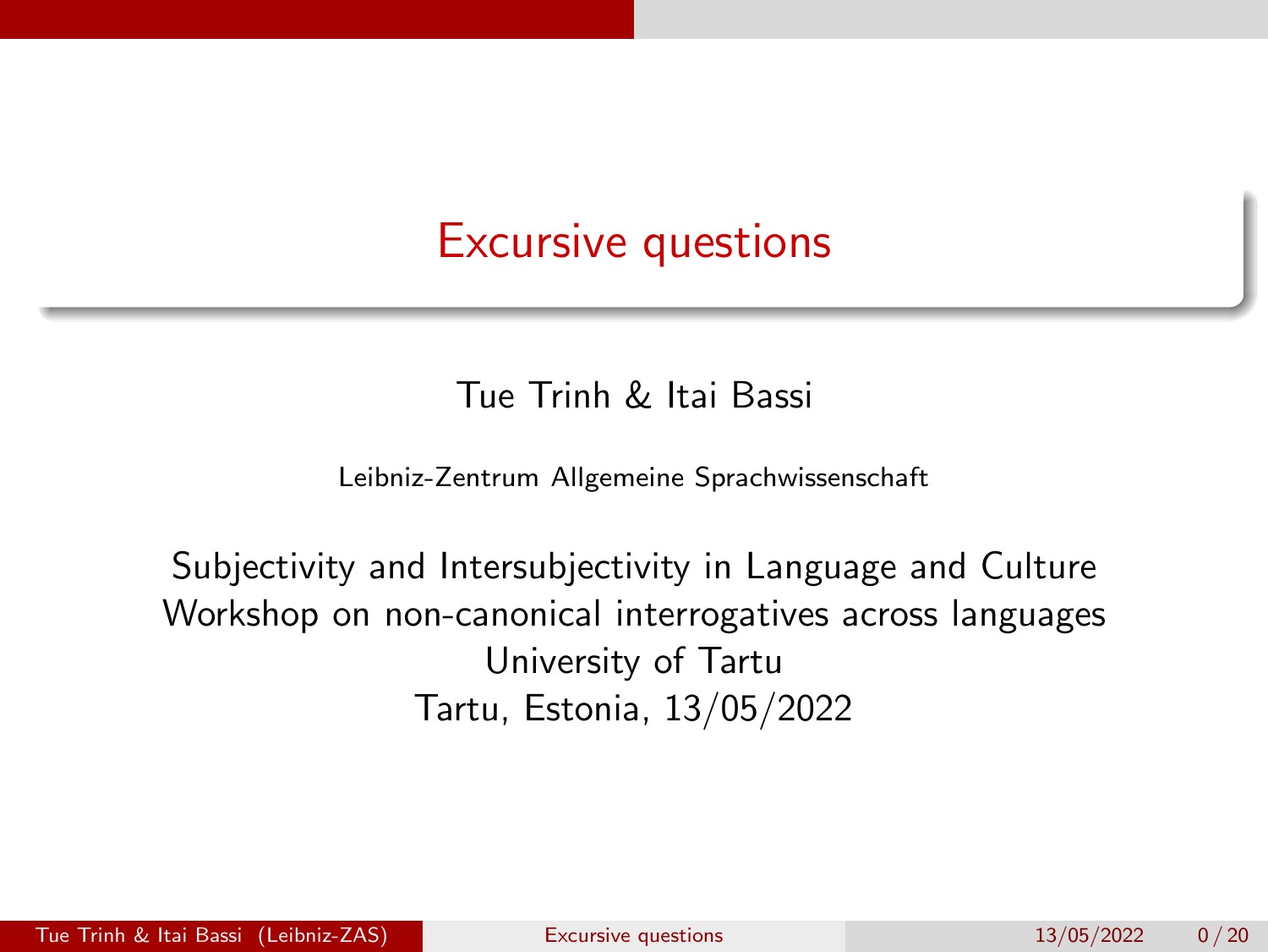# Excursive questions

Tue Trinh & Itai Bassi

Leibniz-Zentrum Allgemeine Sprachwissenschaft

Subjectivity and Intersubjectivity in Language and Culture
Workshop on non-canonical interrogatives across languages
University of Tartu
Tartu, Estonia, 13/05/2022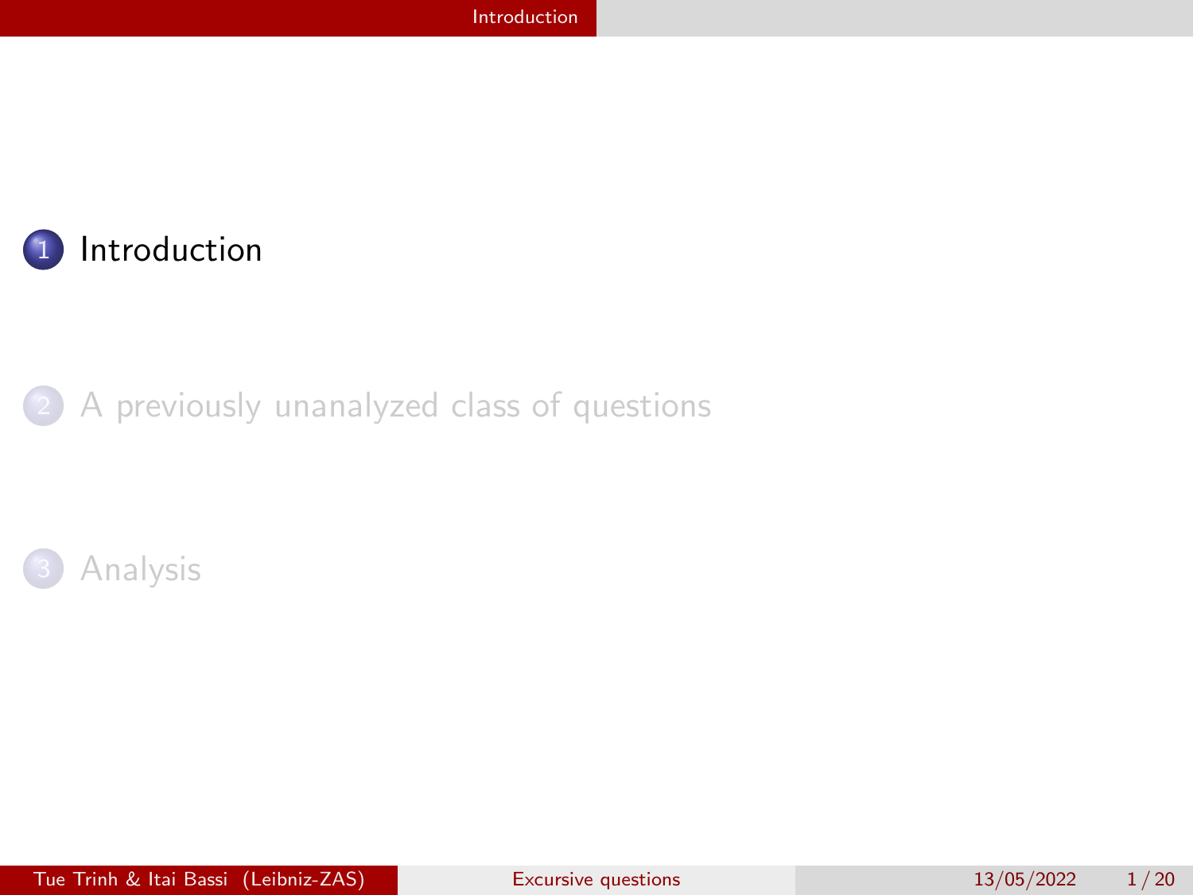1. Introduction

2. A previously unanalyzed class of questions

3. Analysis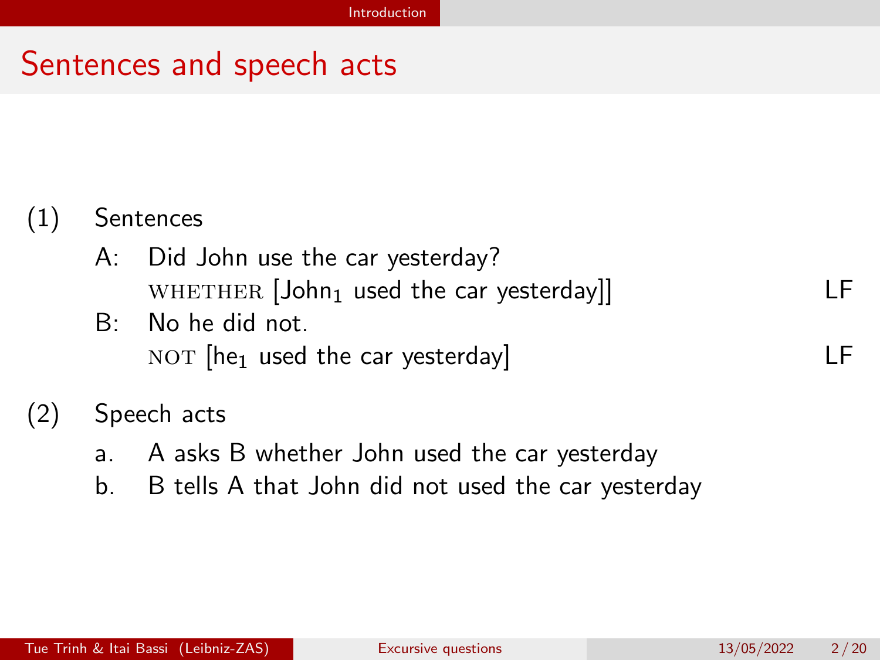# Sentences and speech acts

(1) Sentences

A: Did John use the car yesterday?
WHETHER [John$_1$ used the car yesterday]] — LF

B: No he did not.
NOT [he$_1$ used the car yesterday] — LF

(2) Speech acts

a. A asks B whether John used the car yesterday

b. B tells A that John did not used the car yesterday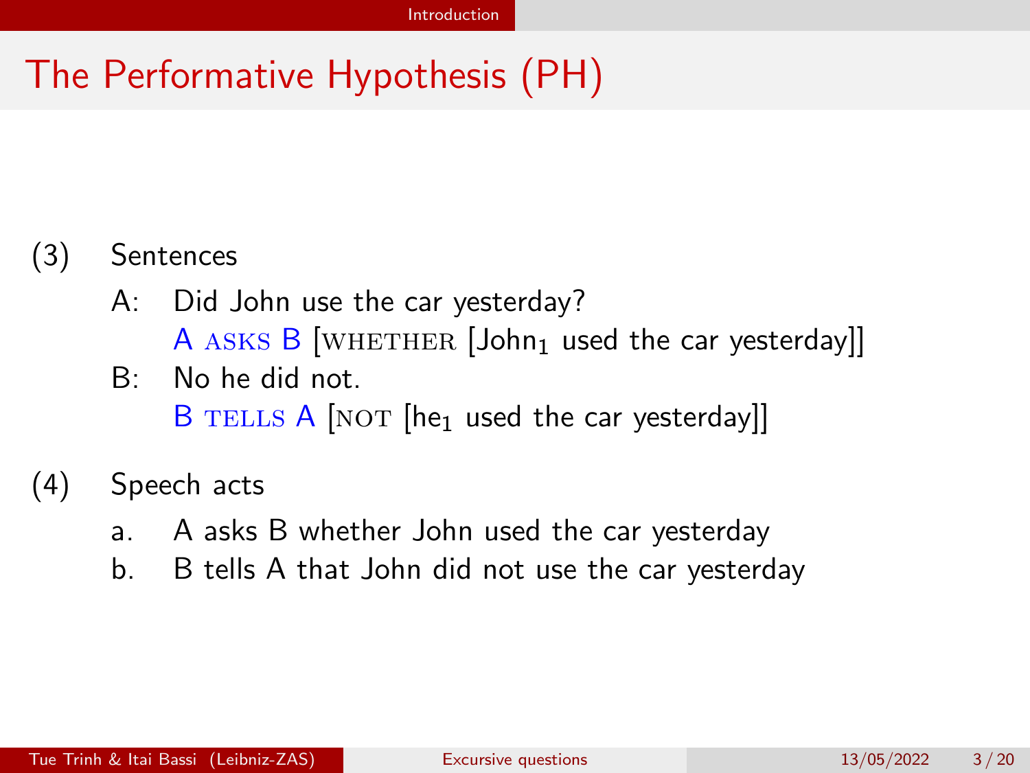# The Performative Hypothesis (PH)

(3) Sentences

A: Did John use the car yesterday?
A ASKS B [WHETHER [$\text{John}_1$ used the car yesterday]]

B: No he did not.
B TELLS A [NOT [$\text{he}_1$ used the car yesterday]]

(4) Speech acts

a. A asks B whether John used the car yesterday

b. B tells A that John did not use the car yesterday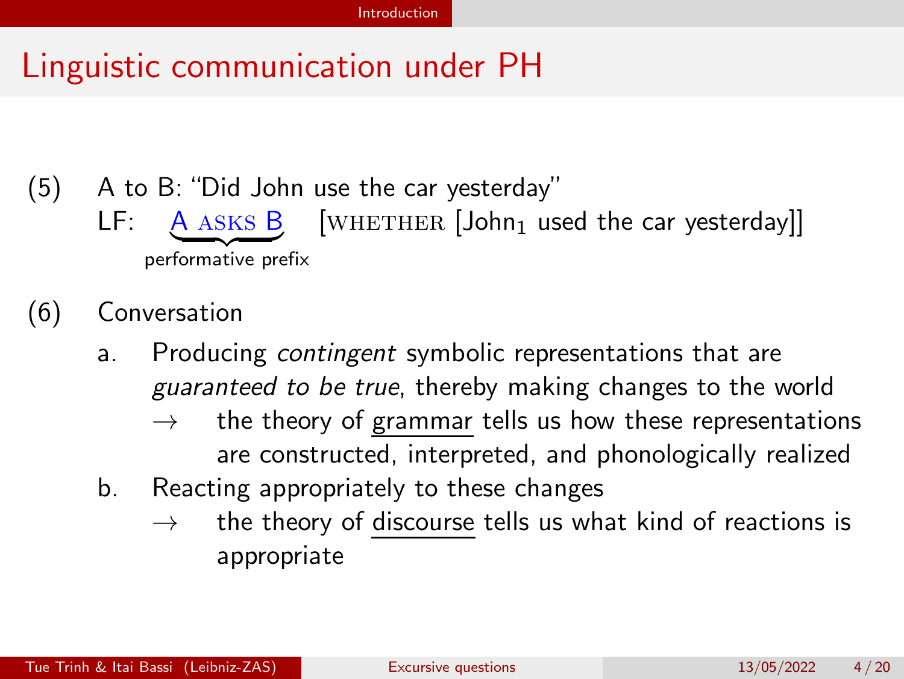# Linguistic communication under PH

(5) A to B: "Did John use the car yesterday"

LF: $\underbrace{\text{A ASKS B}}_{\text{performative prefix}}$ [WHETHER [John$_1$ used the car yesterday]]

(6) Conversation

a. Producing *contingent* symbolic representations that are *guaranteed to be true*, thereby making changes to the world

→ the theory of grammar tells us how these representations are constructed, interpreted, and phonologically realized

b. Reacting appropriately to these changes

→ the theory of discourse tells us what kind of reactions is appropriate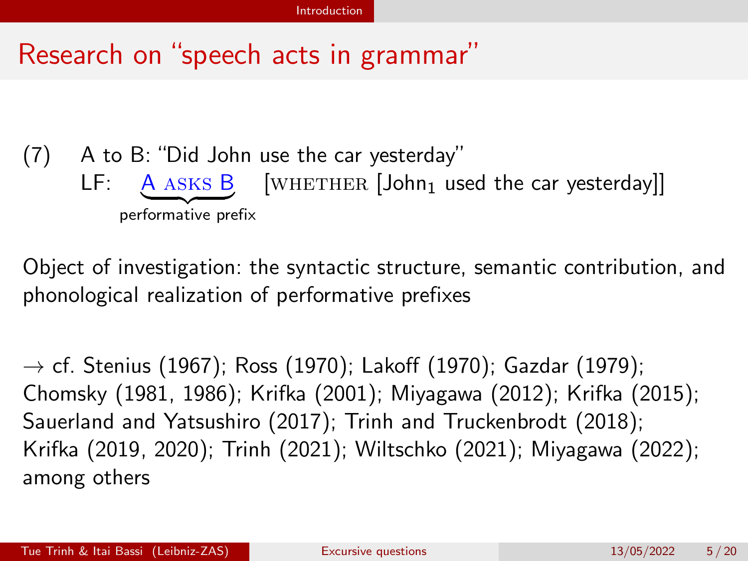# Research on "speech acts in grammar"

(7) A to B: "Did John use the car yesterday"
LF: $\underbrace{\text{A ASKS B}}_{\text{performative prefix}}$ [WHETHER [John$_1$ used the car yesterday]]

Object of investigation: the syntactic structure, semantic contribution, and phonological realization of performative prefixes

→ cf. Stenius (1967); Ross (1970); Lakoff (1970); Gazdar (1979); Chomsky (1981, 1986); Krifka (2001); Miyagawa (2012); Krifka (2015); Sauerland and Yatsushiro (2017); Trinh and Truckenbrodt (2018); Krifka (2019, 2020); Trinh (2021); Wiltschko (2021); Miyagawa (2022); among others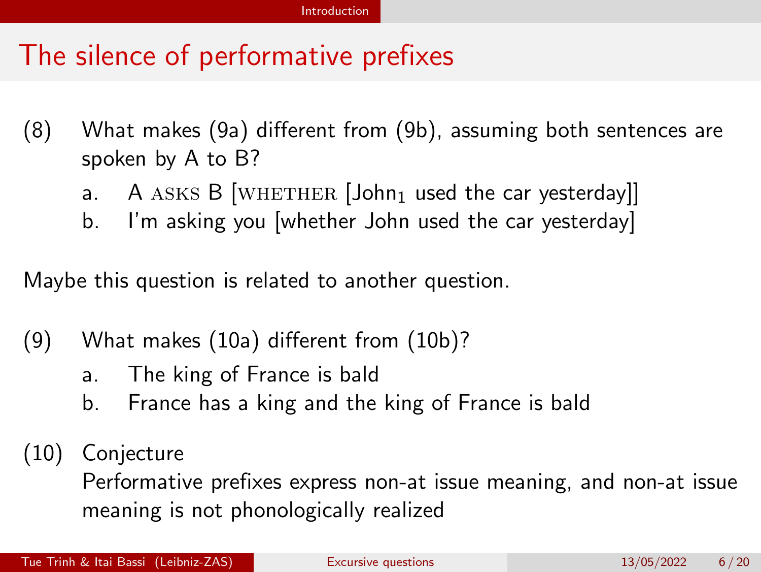# The silence of performative prefixes

(8) What makes (9a) different from (9b), assuming both sentences are spoken by A to B?

a. A ASKS B [WHETHER [John$_1$ used the car yesterday]]

b. I'm asking you [whether John used the car yesterday]

Maybe this question is related to another question.

(9) What makes (10a) different from (10b)?

a. The king of France is bald

b. France has a king and the king of France is bald

(10) Conjecture

Performative prefixes express non-at issue meaning, and non-at issue meaning is not phonologically realized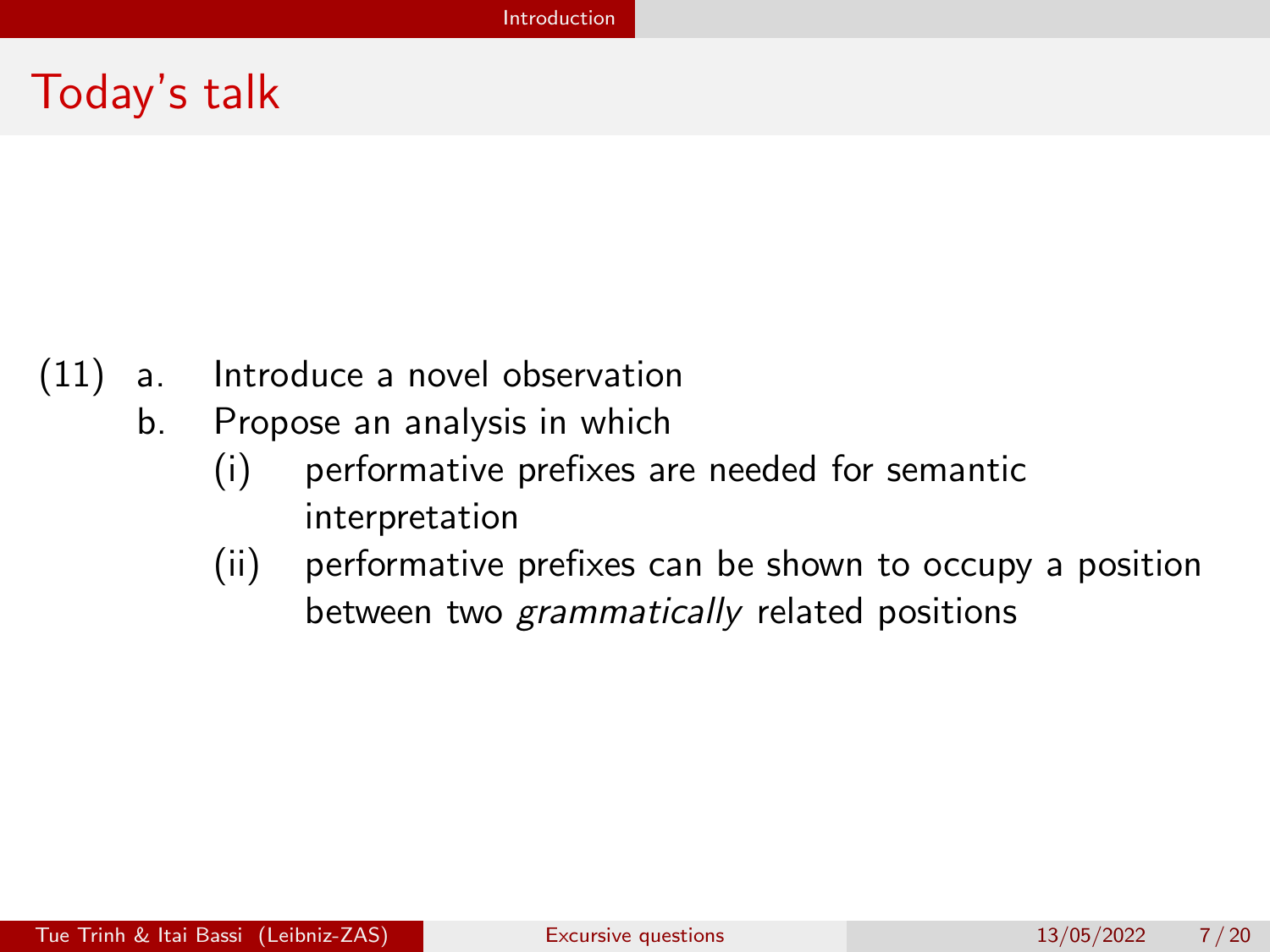# Today's talk

(11) a. Introduce a novel observation

b. Propose an analysis in which

   (i) performative prefixes are needed for semantic interpretation

   (ii) performative prefixes can be shown to occupy a position between two *grammatically* related positions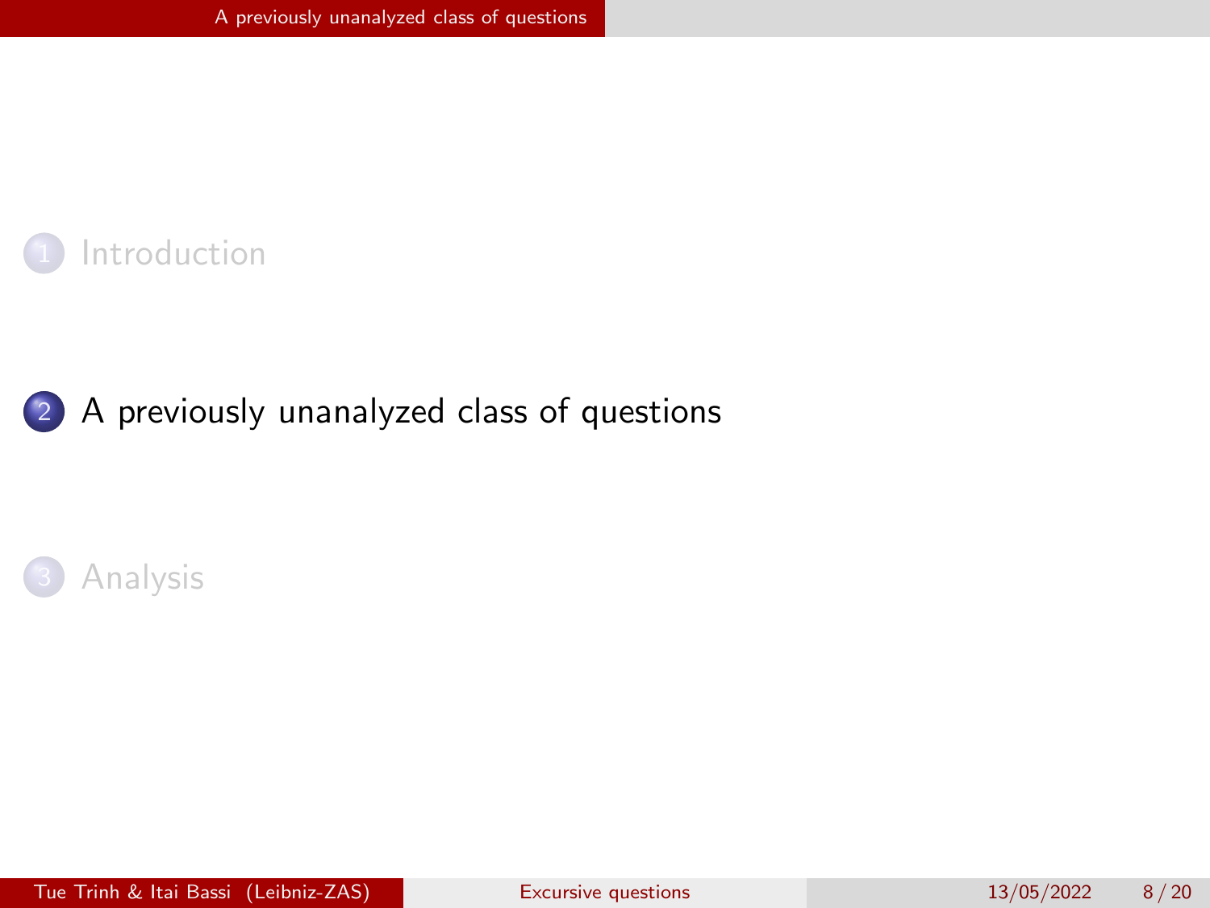1. Introduction

2. A previously unanalyzed class of questions

3. Analysis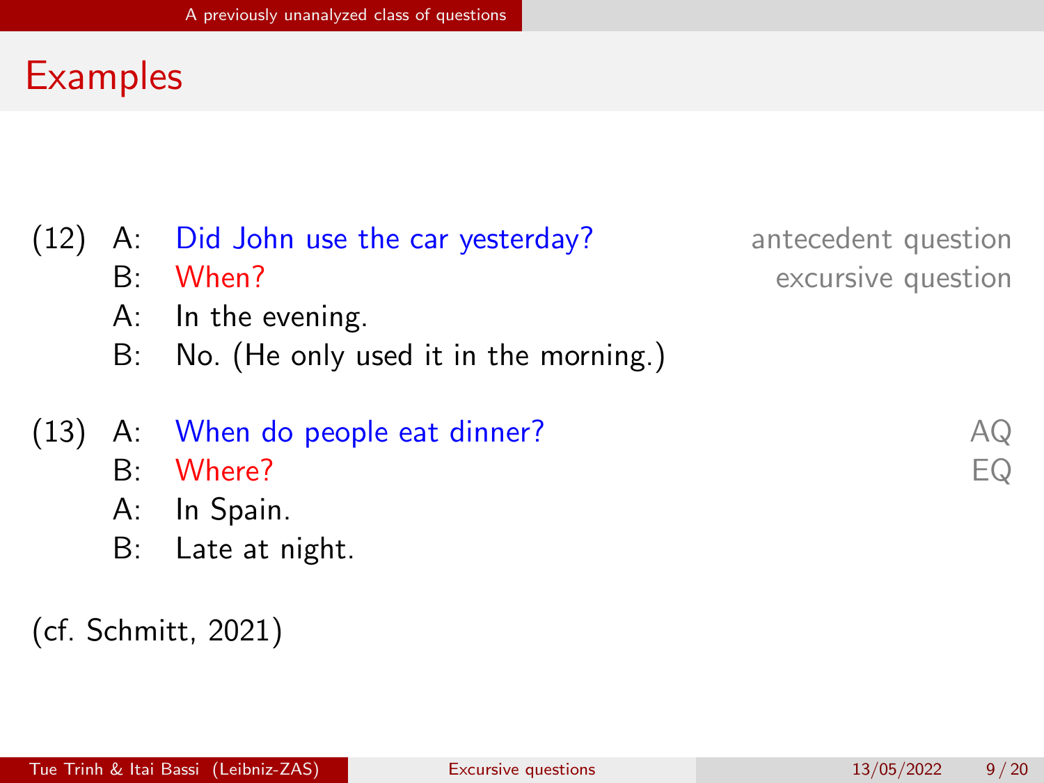## Examples

(12)
A: Did John use the car yesterday? — antecedent question
B: When? — excursive question
A: In the evening.
B: No. (He only used it in the morning.)

(13)
A: When do people eat dinner? — AQ
B: Where? — EQ
A: In Spain.
B: Late at night.

(cf. Schmitt, 2021)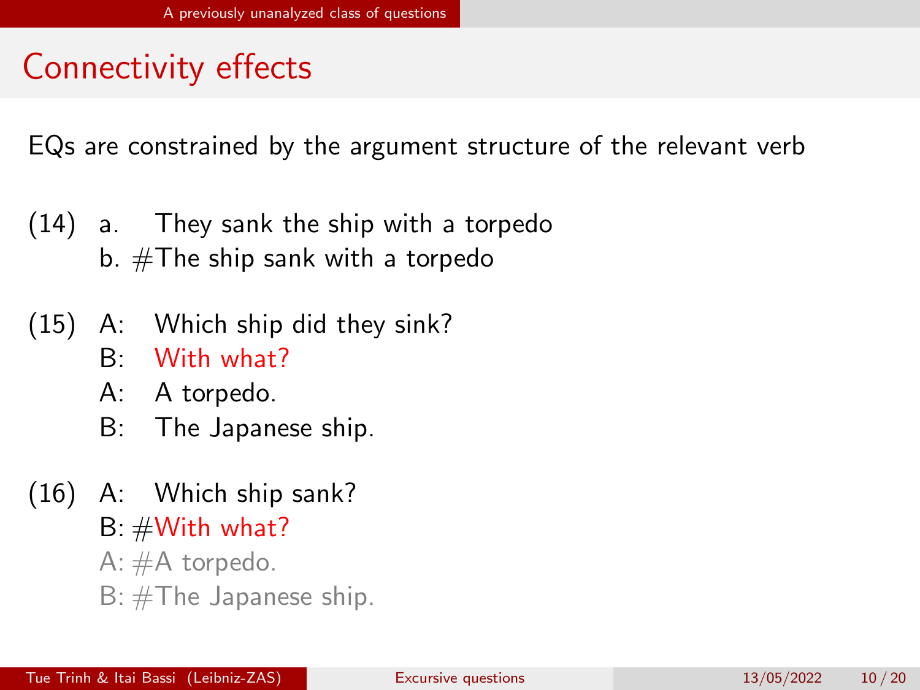# Connectivity effects

EQs are constrained by the argument structure of the relevant verb

(14) a. They sank the ship with a torpedo
b. #The ship sank with a torpedo

(15) A: Which ship did they sink?
B: With what?
A: A torpedo.
B: The Japanese ship.

(16) A: Which ship sank?
B: #With what?
A: #A torpedo.
B: #The Japanese ship.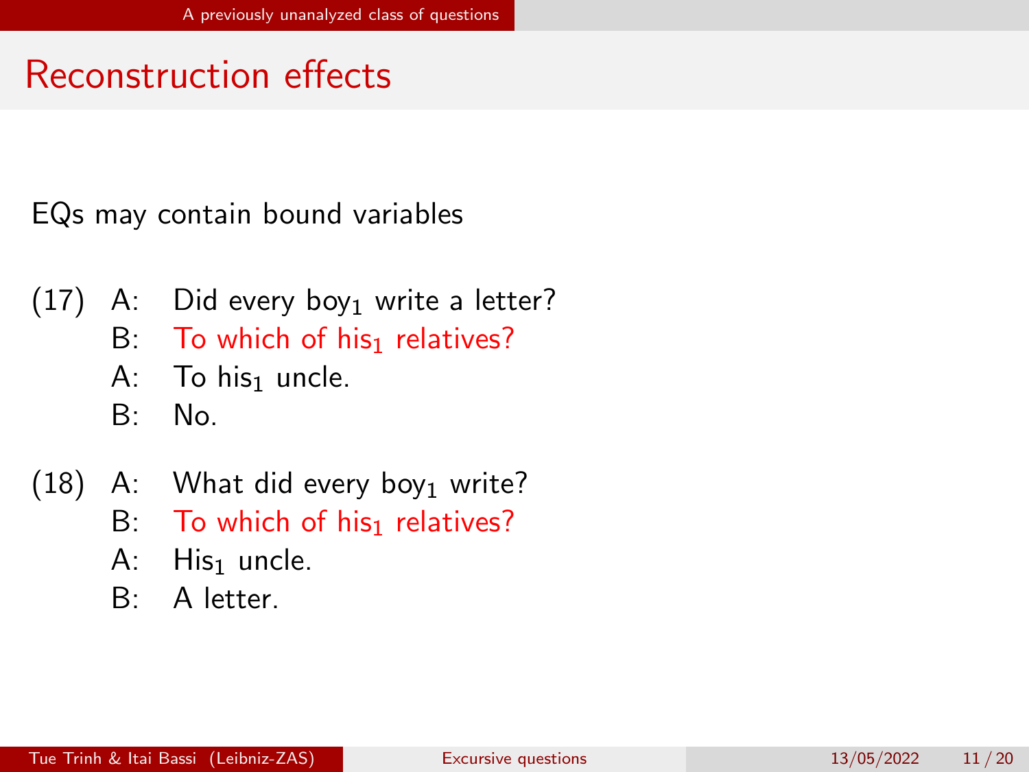# Reconstruction effects

EQs may contain bound variables

(17) A: Did every boy$_1$ write a letter?
     B: To which of his$_1$ relatives?
     A: To his$_1$ uncle.
     B: No.

(18) A: What did every boy$_1$ write?
     B: To which of his$_1$ relatives?
     A: His$_1$ uncle.
     B: A letter.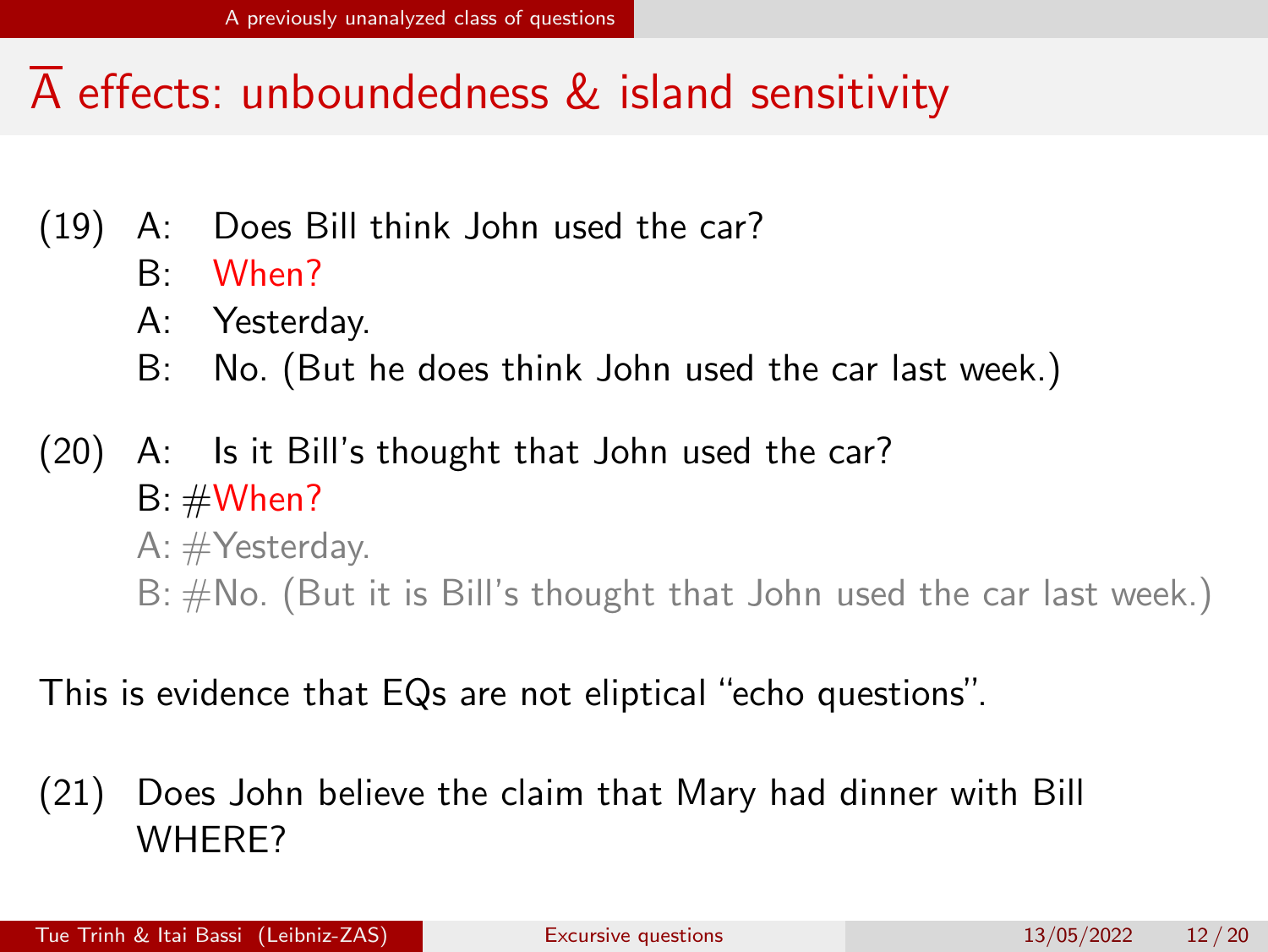## $\overline{\text{A}}$ effects: unboundedness & island sensitivity

(19) A: Does Bill think John used the car?
  B: When?
  A: Yesterday.
  B: No. (But he does think John used the car last week.)

(20) A: Is it Bill's thought that John used the car?
  B: #When?
  A: #Yesterday.
  B: #No. (But it is Bill's thought that John used the car last week.)

This is evidence that EQs are not eliptical "echo questions".

(21) Does John believe the claim that Mary had dinner with Bill WHERE?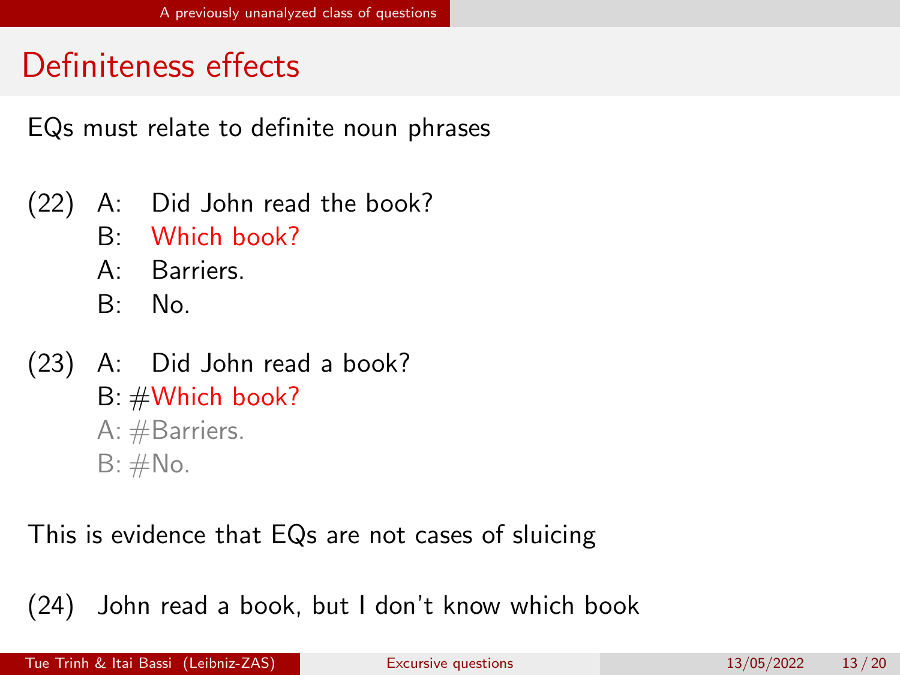# Definiteness effects

EQs must relate to definite noun phrases

(22) A: Did John read the book?
 B: Which book?
 A: Barriers.
 B: No.

(23) A: Did John read a book?
 B: #Which book?
 A: #Barriers.
 B: #No.

This is evidence that EQs are not cases of sluicing

(24) John read a book, but I don't know which book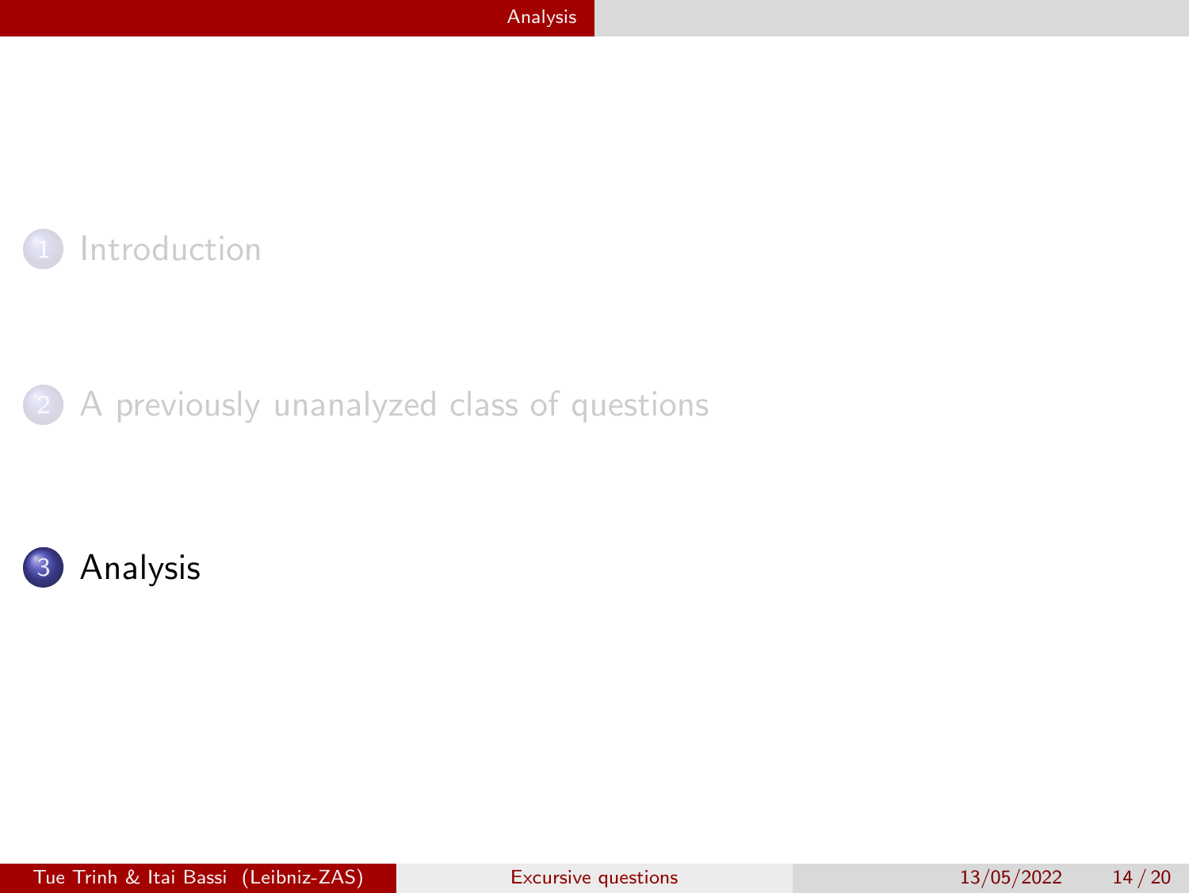1. Introduction
2. A previously unanalyzed class of questions
3. Analysis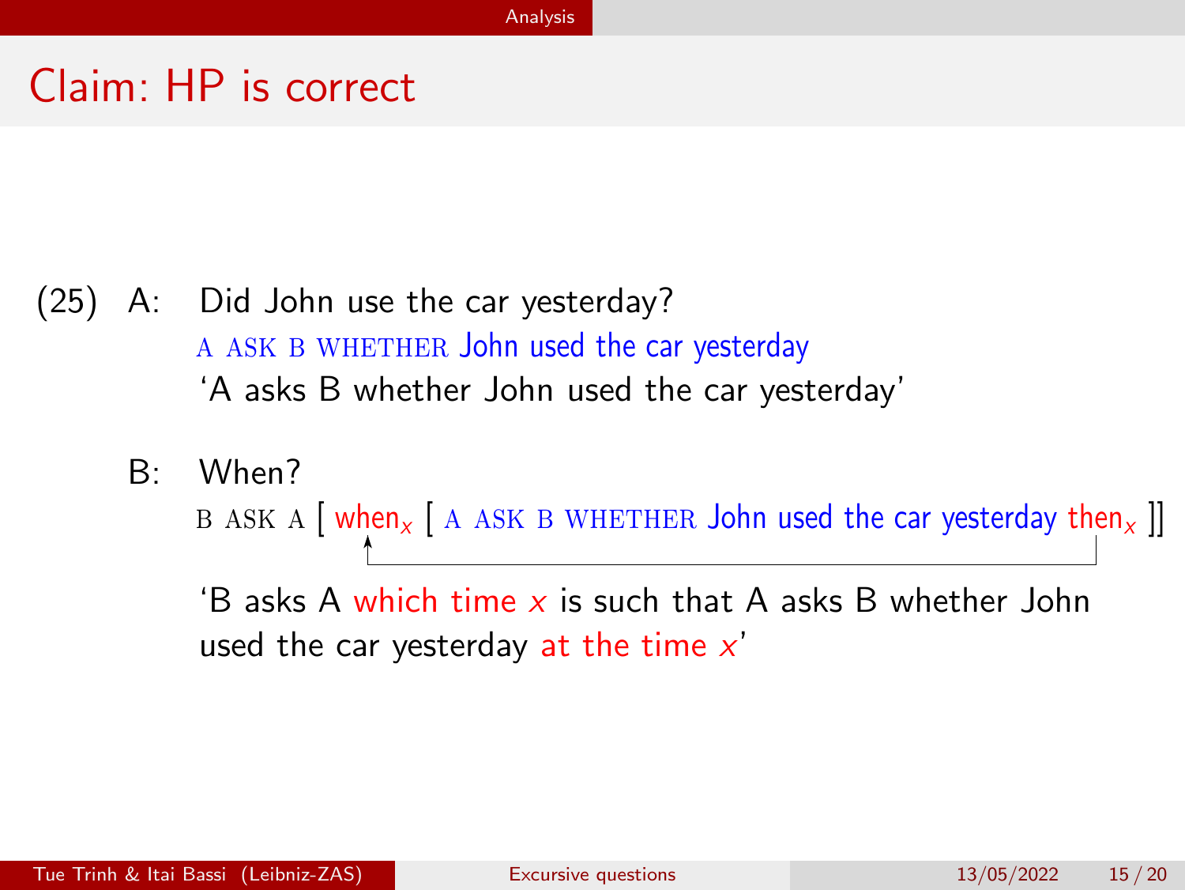# Claim: HP is correct

(25) A: Did John use the car yesterday?

A ASK B WHETHER John used the car yesterday

'A asks B whether John used the car yesterday'

B: When?

B ASK A [ when$_x$ [ A ASK B WHETHER John used the car yesterday then$_x$ ]]

'B asks A which time $x$ is such that A asks B whether John used the car yesterday at the time $x$'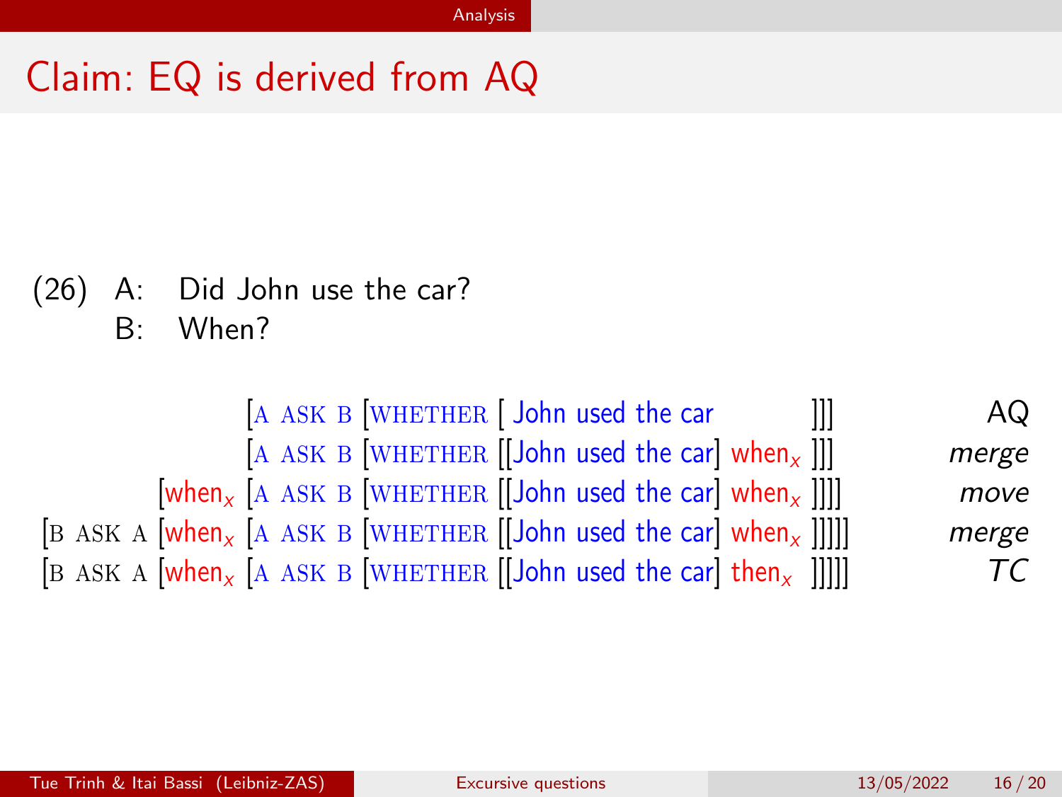# Claim: EQ is derived from AQ

(26) A: Did John use the car?
B: When?

| | |
|---|---|
| [A ASK B [WHETHER [ John used the car ]]] | AQ |
| [A ASK B [WHETHER [[John used the car] when$_x$ ]]] | *merge* |
| [when$_x$ [A ASK B [WHETHER [[John used the car] when$_x$ ]]]] | *move* |
| [B ASK A [when$_x$ [A ASK B [WHETHER [[John used the car] when$_x$ ]]]]] | *merge* |
| [B ASK A [when$_x$ [A ASK B [WHETHER [[John used the car] then$_x$ ]]]]] | *TC* |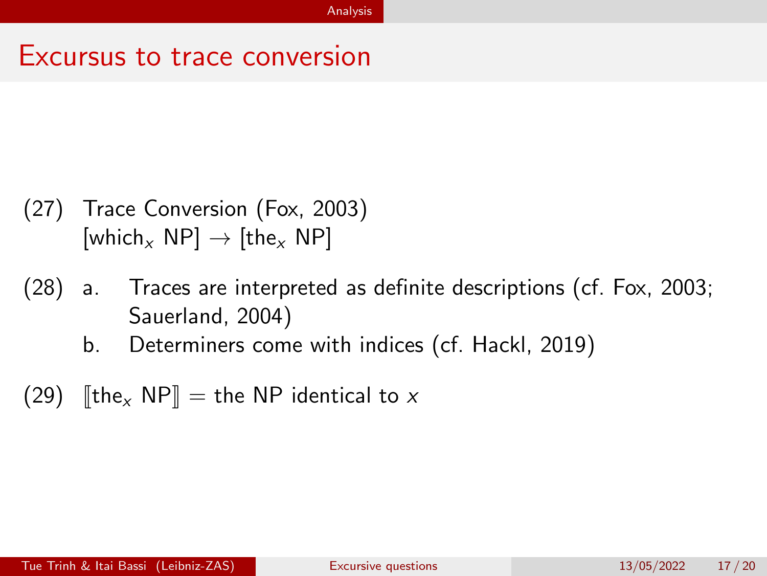# Excursus to trace conversion

(27) Trace Conversion (Fox, 2003)
[which$_x$ NP] $\rightarrow$ [the$_x$ NP]

(28) a. Traces are interpreted as definite descriptions (cf. Fox, 2003; Sauerland, 2004)

b. Determiners come with indices (cf. Hackl, 2019)

(29) $[\![$the$_x$ NP$]\!]$ = the NP identical to $x$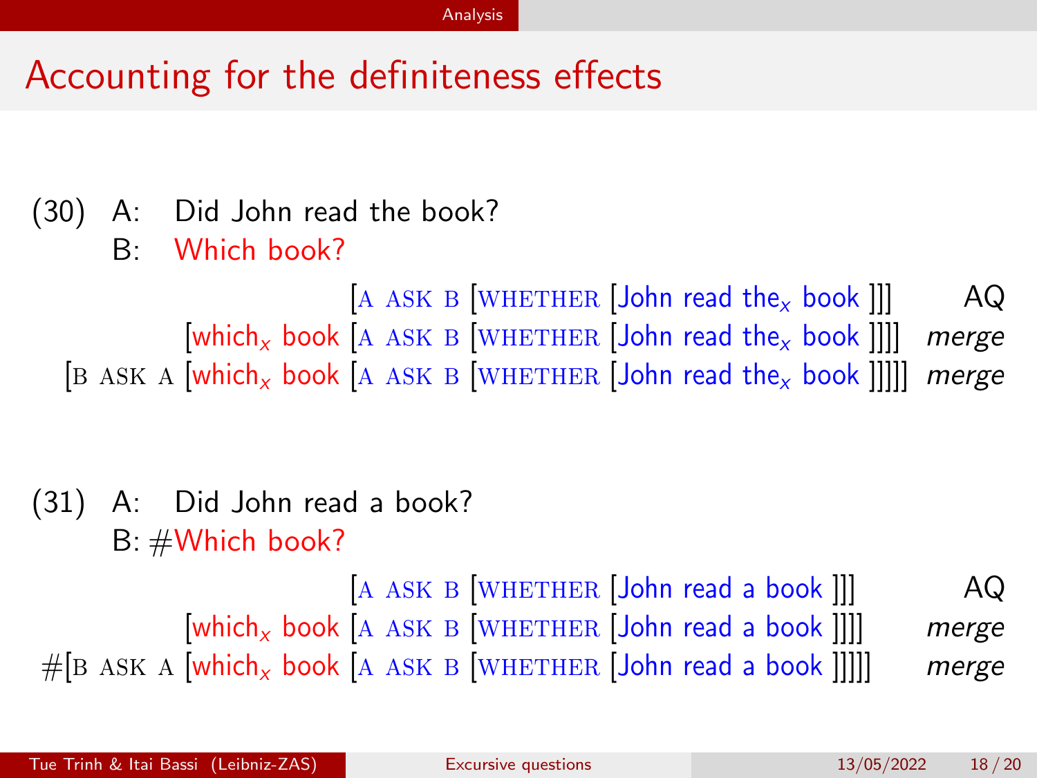# Accounting for the definiteness effects

(30) A: Did John read the book?
B: Which book?

| | |
|---|---|
| [A ASK B [WHETHER [John read the$_x$ book ]]] | AQ |
| [which$_x$ book [A ASK B [WHETHER [John read the$_x$ book ]]]] | *merge* |
| [B ASK A [which$_x$ book [A ASK B [WHETHER [John read the$_x$ book ]]]]] | *merge* |

(31) A: Did John read a book?
B: #Which book?

| | |
|---|---|
| [A ASK B [WHETHER [John read a book ]]] | AQ |
| [which$_x$ book [A ASK B [WHETHER [John read a book ]]]] | *merge* |
| #[B ASK A [which$_x$ book [A ASK B [WHETHER [John read a book ]]]]] | *merge* |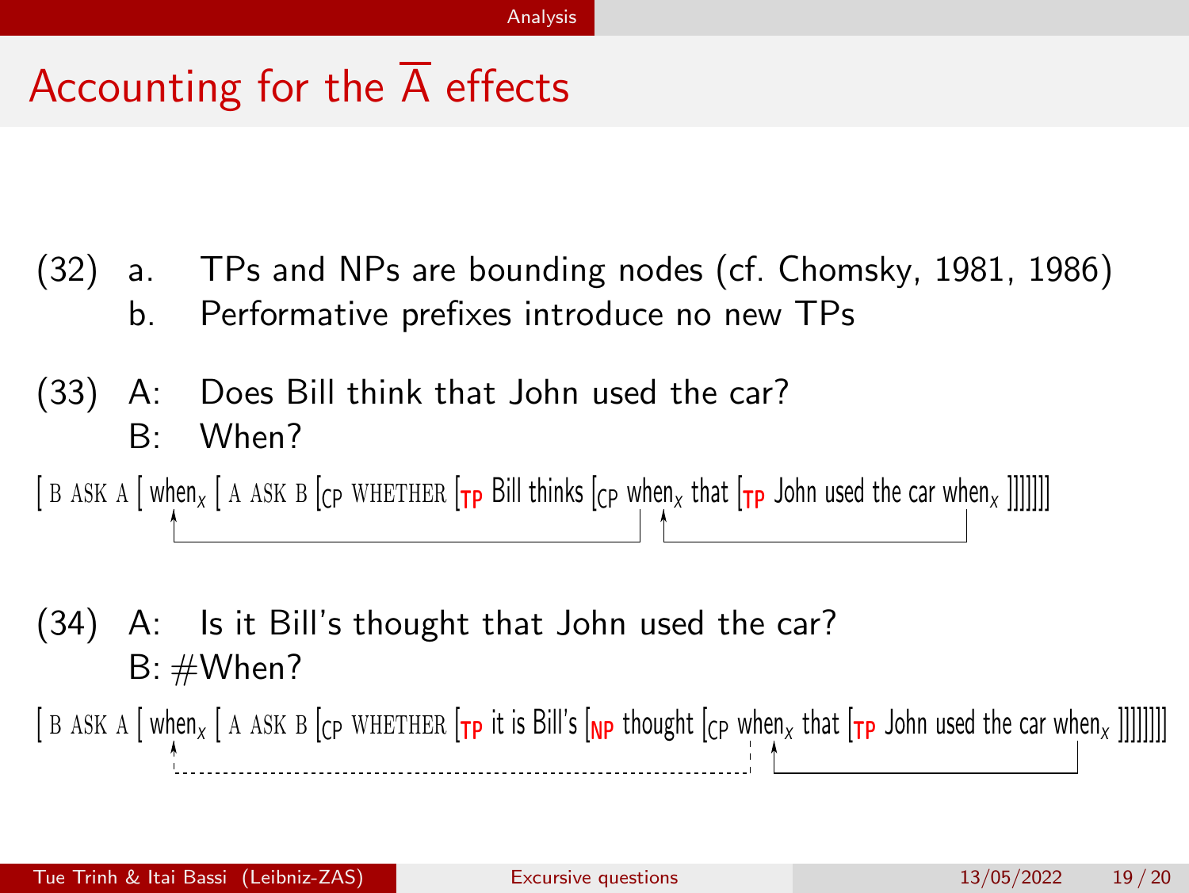# Accounting for the $\overline{\text{A}}$ effects

(32) a. TPs and NPs are bounding nodes (cf. Chomsky, 1981, 1986)
b. Performative prefixes introduce no new TPs

(33) A: Does Bill think that John used the car?
B: When?

[ B ASK A [ when$_x$ [ A ASK B [$_{CP}$ WHETHER [$_{TP}$ Bill thinks [$_{CP}$ when$_x$ that [$_{TP}$ John used the car when$_x$ ]]]]]]

(34) A: Is it Bill's thought that John used the car?
B: #When?

[ B ASK A [ when$_x$ [ A ASK B [$_{CP}$ WHETHER [$_{TP}$ it is Bill's [$_{NP}$ thought [$_{CP}$ when$_x$ that [$_{TP}$ John used the car when$_x$ ]]]]]]]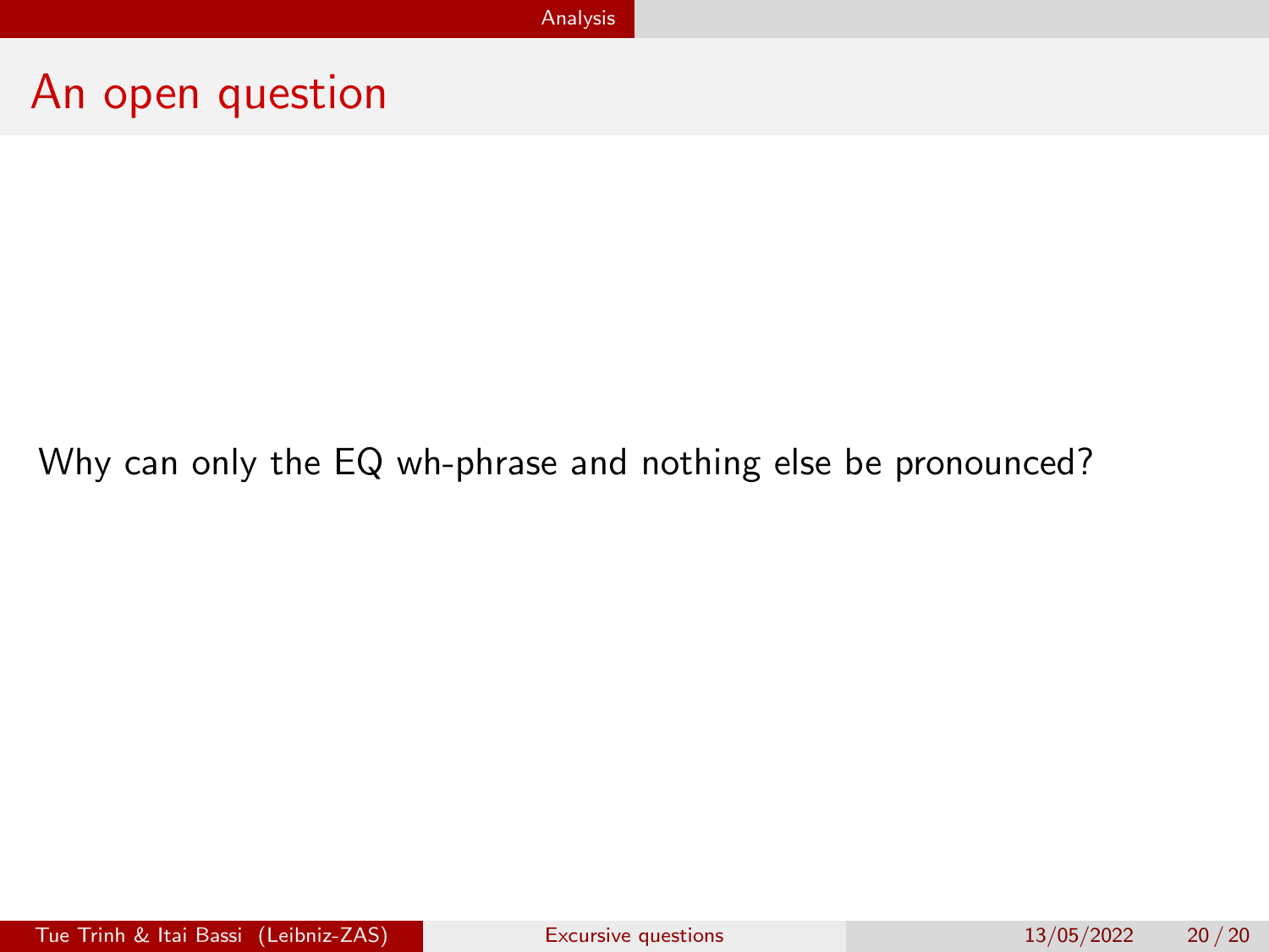# An open question

Why can only the EQ wh-phrase and nothing else be pronounced?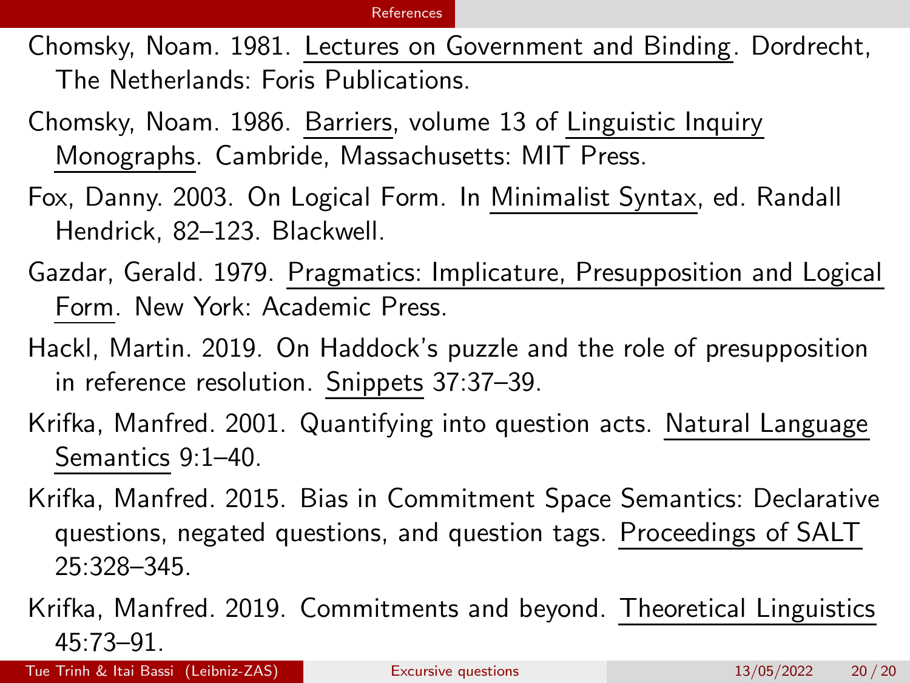Chomsky, Noam. 1981. Lectures on Government and Binding. Dordrecht, The Netherlands: Foris Publications.

Chomsky, Noam. 1986. Barriers, volume 13 of Linguistic Inquiry Monographs. Cambride, Massachusetts: MIT Press.

Fox, Danny. 2003. On Logical Form. In Minimalist Syntax, ed. Randall Hendrick, 82–123. Blackwell.

Gazdar, Gerald. 1979. Pragmatics: Implicature, Presupposition and Logical Form. New York: Academic Press.

Hackl, Martin. 2019. On Haddock's puzzle and the role of presupposition in reference resolution. Snippets 37:37–39.

Krifka, Manfred. 2001. Quantifying into question acts. Natural Language Semantics 9:1–40.

Krifka, Manfred. 2015. Bias in Commitment Space Semantics: Declarative questions, negated questions, and question tags. Proceedings of SALT 25:328–345.

Krifka, Manfred. 2019. Commitments and beyond. Theoretical Linguistics 45:73–91.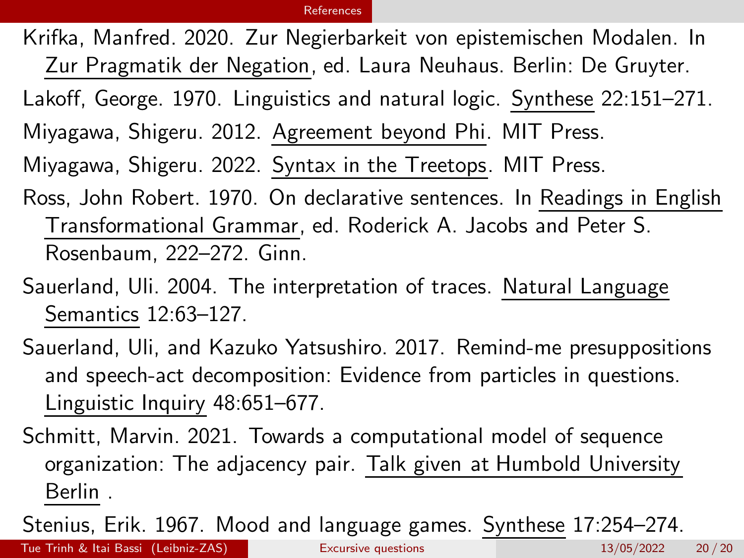Krifka, Manfred. 2020. Zur Negierbarkeit von epistemischen Modalen. In Zur Pragmatik der Negation, ed. Laura Neuhaus. Berlin: De Gruyter.

Lakoff, George. 1970. Linguistics and natural logic. Synthese 22:151–271.

Miyagawa, Shigeru. 2012. Agreement beyond Phi. MIT Press.

Miyagawa, Shigeru. 2022. Syntax in the Treetops. MIT Press.

Ross, John Robert. 1970. On declarative sentences. In Readings in English Transformational Grammar, ed. Roderick A. Jacobs and Peter S. Rosenbaum, 222–272. Ginn.

Sauerland, Uli. 2004. The interpretation of traces. Natural Language Semantics 12:63–127.

Sauerland, Uli, and Kazuko Yatsushiro. 2017. Remind-me presuppositions and speech-act decomposition: Evidence from particles in questions. Linguistic Inquiry 48:651–677.

Schmitt, Marvin. 2021. Towards a computational model of sequence organization: The adjacency pair. Talk given at Humbold University Berlin .

Stenius, Erik. 1967. Mood and language games. Synthese 17:254–274.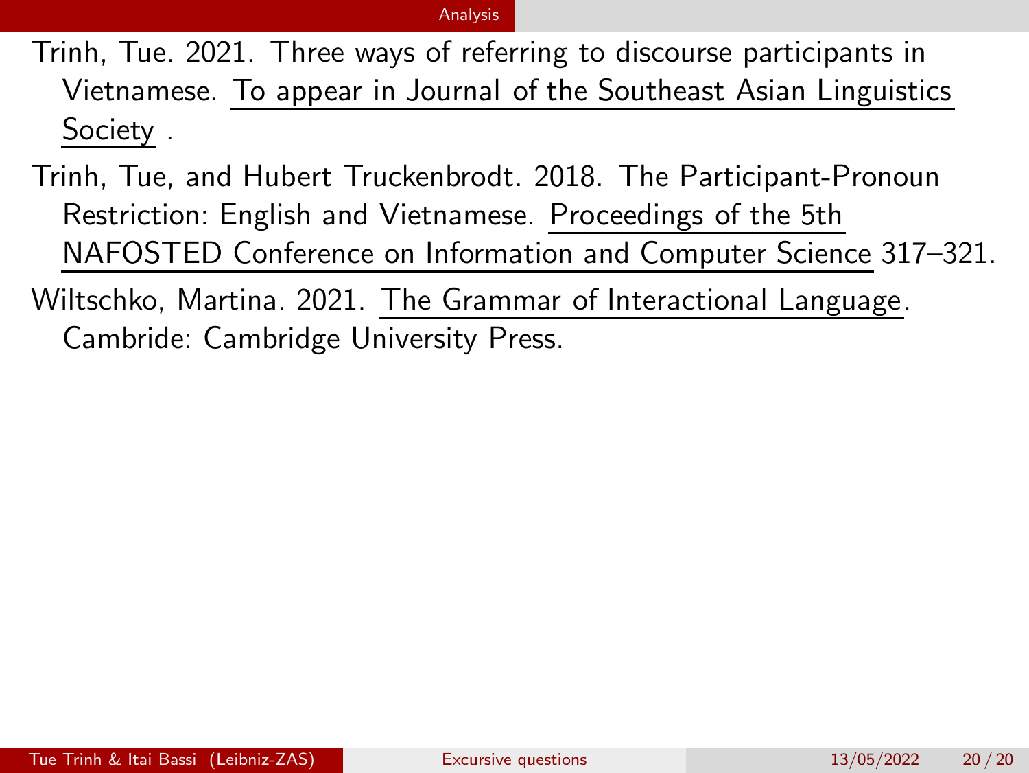Trinh, Tue. 2021. Three ways of referring to discourse participants in Vietnamese. To appear in Journal of the Southeast Asian Linguistics Society .

Trinh, Tue, and Hubert Truckenbrodt. 2018. The Participant-Pronoun Restriction: English and Vietnamese. Proceedings of the 5th NAFOSTED Conference on Information and Computer Science 317–321.

Wiltschko, Martina. 2021. The Grammar of Interactional Language. Cambride: Cambridge University Press.